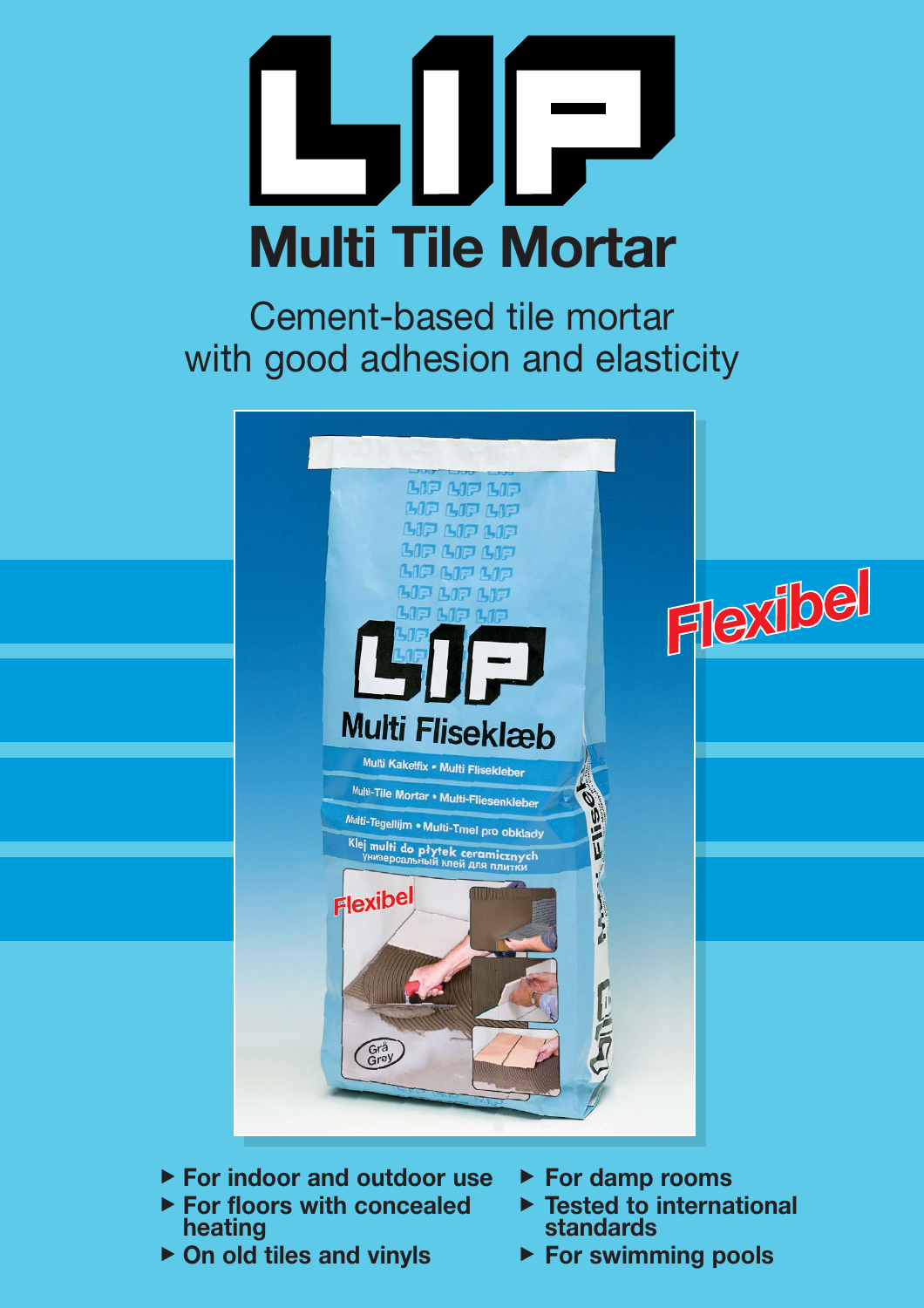# LIP

## Multti Tile Mortar

Cement-based tile mortar
with good adhesion and elasticity

Flexibel

- For indoor and outdoor use
- For floors with concealed heating
- On old tiles and vinyls
- For damp rooms
- Tested to international standards
- For swimming pools

# LIP

## Multi Tile Mortar

Cement-based tile mortar
with good adhesion and elasticity

Flexibel

- For indoor and outdoor use
- For floors with concealed heating
- On old tiles and vinyls
- For damp rooms
- Tested to international standards
- For swimming pools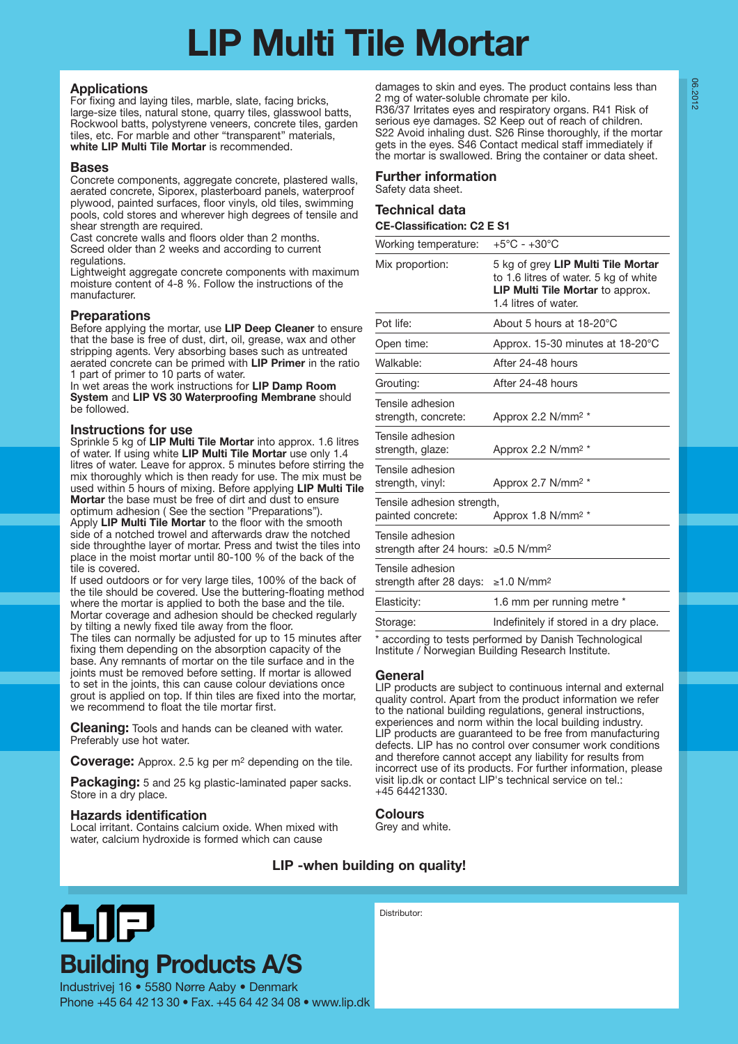# LIP Multi Tile Mortar

## Applications

For fixing and laying tiles, marble, slate, facing bricks, large-size tiles, natural stone, quarry tiles, glasswool batts, Rockwool batts, polystyrene veneers, concrete tiles, garden tiles, etc. For marble and other "transparent" materials, **white LIP Multi Tile Mortar** is recommended.

## Bases

Concrete components, aggregate concrete, plastered walls, aerated concrete, Siporex, plasterboard panels, waterproof plywood, painted surfaces, floor vinyls, old tiles, swimming pools, cold stores and wherever high degrees of tensile and shear strength are required.
Cast concrete walls and floors older than 2 months.
Screed older than 2 weeks and according to current regulations.
Lightweight aggregate concrete components with maximum moisture content of 4-8 %. Follow the instructions of the manufacturer.

## Preparations

Before applying the mortar, use **LIP Deep Cleaner** to ensure that the base is free of dust, dirt, oil, grease, wax and other stripping agents. Very absorbing bases such as untreated aerated concrete can be primed with **LIP Primer** in the ratio 1 part of primer to 10 parts of water.
In wet areas the work instructions for **LIP Damp Room System** and **LIP VS 30 Waterproofing Membrane** should be followed.

## Instructions for use

Sprinkle 5 kg of **LIP Multi Tile Mortar** into approx. 1.6 litres of water. If using white **LIP Multi Tile Mortar** use only 1.4 litres of water. Leave for approx. 5 minutes before stirring the mix thoroughly which is then ready for use. The mix must be used within 5 hours of mixing. Before applying **LIP Multi Tile Mortar** the base must be free of dirt and dust to ensure optimum adhesion ( See the section "Preparations").
Apply **LIP Multi Tile Mortar** to the floor with the smooth side of a notched trowel and afterwards draw the notched side throughthe layer of mortar. Press and twist the tiles into place in the moist mortar until 80-100 % of the back of the tile is covered.
If used outdoors or for very large tiles, 100% of the back of the tile should be covered. Use the buttering-floating method where the mortar is applied to both the base and the tile. Mortar coverage and adhesion should be checked regularly by tilting a newly fixed tile away from the floor.
The tiles can normally be adjusted for up to 15 minutes after fixing them depending on the absorption capacity of the base. Any remnants of mortar on the tile surface and in the joints must be removed before setting. If mortar is allowed to set in the joints, this can cause colour deviations once grout is applied on top. If thin tiles are fixed into the mortar, we recommend to float the tile mortar first.

**Cleaning:** Tools and hands can be cleaned with water. Preferably use hot water.

**Coverage:** Approx. 2.5 kg per m$^2$ depending on the tile.

**Packaging:** 5 and 25 kg plastic-laminated paper sacks. Store in a dry place.

## Hazards identification

Local irritant. Contains calcium oxide. When mixed with water, calcium hydroxide is formed which can cause damages to skin and eyes. The product contains less than 2 mg of water-soluble chromate per kilo.
R36/37 Irritates eyes and respiratory organs. R41 Risk of serious eye damages. S2 Keep out of reach of children. S22 Avoid inhaling dust. S26 Rinse thoroughly, if the mortar gets in the eyes. S46 Contact medical staff immediately if the mortar is swallowed. Bring the container or data sheet.

## Further information

Safety data sheet.

## Technical data

**CE-Classification: C2 E S1**

| | |
|---|---|
| Working temperature: | +5°C - +30°C |
| Mix proportion: | 5 kg of grey **LIP Multi Tile Mortar** to 1.6 litres of water. 5 kg of white **LIP Multi Tile Mortar** to approx. 1.4 litres of water. |
| Pot life: | About 5 hours at 18-20°C |
| Open time: | Approx. 15-30 minutes at 18-20°C |
| Walkable: | After 24-48 hours |
| Grouting: | After 24-48 hours |
| Tensile adhesion strength, concrete: | Approx 2.2 N/mm$^2$ * |
| Tensile adhesion strength, glaze: | Approx 2.2 N/mm$^2$ * |
| Tensile adhesion strength, vinyl: | Approx 2.7 N/mm$^2$ * |
| Tensile adhesion strength, painted concrete: | Approx 1.8 N/mm$^2$ * |
| Tensile adhesion strength after 24 hours: | ≥0.5 N/mm$^2$ |
| Tensile adhesion strength after 28 days: | ≥1.0 N/mm$^2$ |
| Elasticity: | 1.6 mm per running metre * |
| Storage: | Indefinitely if stored in a dry place. |

\* according to tests performed by Danish Technological Institute / Norwegian Building Research Institute.

## General

LIP products are subject to continuous internal and external quality control. Apart from the product information we refer to the national building regulations, general instructions, experiences and norm within the local building industry. LIP products are guaranteed to be free from manufacturing defects. LIP has no control over consumer work conditions and therefore cannot accept any liability for results from incorrect use of its products. For further information, please visit lip.dk or contact LIP's technical service on tel.: +45 64421330.

## Colours

Grey and white.

**LIP -when building on quality!**

LIP

**Building Products A/S**

Industrivej 16 • 5580 Nørre Aaby • Denmark
Phone +45 64 42 13 30 • Fax. +45 64 42 34 08 • www.lip.dk

Distributor: